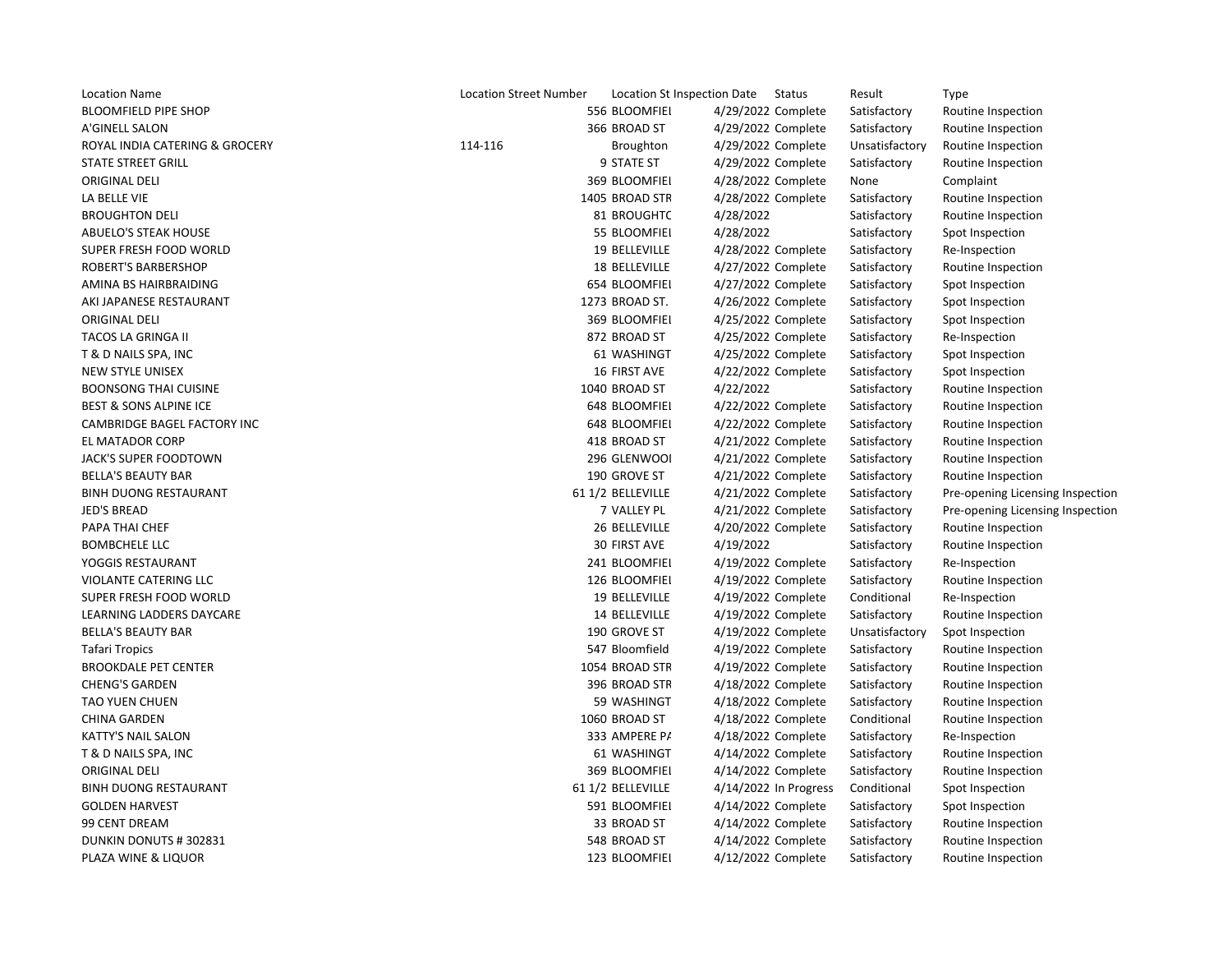| Location Name | Location Street Number | Location St | Inspection Date | Status | Result | Type |
|---|---|---|---|---|---|---|
| BLOOMFIELD PIPE SHOP | 556 | BLOOMFIEL | 4/29/2022 | Complete | Satisfactory | Routine Inspection |
| A'GINELL SALON | 366 | BROAD ST | 4/29/2022 | Complete | Satisfactory | Routine Inspection |
| ROYAL INDIA CATERING & GROCERY | 114-116 | Broughton | 4/29/2022 | Complete | Unsatisfactory | Routine Inspection |
| STATE STREET GRILL | 9 | STATE ST | 4/29/2022 | Complete | Satisfactory | Routine Inspection |
| ORIGINAL DELI | 369 | BLOOMFIEL | 4/28/2022 | Complete | None | Complaint |
| LA BELLE VIE | 1405 | BROAD STR | 4/28/2022 | Complete | Satisfactory | Routine Inspection |
| BROUGHTON DELI | 81 | BROUGHTC | 4/28/2022 | | Satisfactory | Routine Inspection |
| ABUELO'S STEAK HOUSE | 55 | BLOOMFIEL | 4/28/2022 | | Satisfactory | Spot Inspection |
| SUPER FRESH FOOD WORLD | 19 | BELLEVILLE | 4/28/2022 | Complete | Satisfactory | Re-Inspection |
| ROBERT'S BARBERSHOP | 18 | BELLEVILLE | 4/27/2022 | Complete | Satisfactory | Routine Inspection |
| AMINA BS HAIRBRAIDING | 654 | BLOOMFIEL | 4/27/2022 | Complete | Satisfactory | Spot Inspection |
| AKI JAPANESE RESTAURANT | 1273 | BROAD ST. | 4/26/2022 | Complete | Satisfactory | Spot Inspection |
| ORIGINAL DELI | 369 | BLOOMFIEL | 4/25/2022 | Complete | Satisfactory | Spot Inspection |
| TACOS LA GRINGA II | 872 | BROAD ST | 4/25/2022 | Complete | Satisfactory | Re-Inspection |
| T & D NAILS SPA, INC | 61 | WASHINGT | 4/25/2022 | Complete | Satisfactory | Spot Inspection |
| NEW STYLE UNISEX | 16 | FIRST AVE | 4/22/2022 | Complete | Satisfactory | Spot Inspection |
| BOONSONG THAI CUISINE | 1040 | BROAD ST | 4/22/2022 | | Satisfactory | Routine Inspection |
| BEST & SONS ALPINE ICE | 648 | BLOOMFIEL | 4/22/2022 | Complete | Satisfactory | Routine Inspection |
| CAMBRIDGE BAGEL FACTORY INC | 648 | BLOOMFIEL | 4/22/2022 | Complete | Satisfactory | Routine Inspection |
| EL MATADOR CORP | 418 | BROAD ST | 4/21/2022 | Complete | Satisfactory | Routine Inspection |
| JACK'S SUPER FOODTOWN | 296 | GLENWOOI | 4/21/2022 | Complete | Satisfactory | Routine Inspection |
| BELLA'S BEAUTY BAR | 190 | GROVE ST | 4/21/2022 | Complete | Satisfactory | Routine Inspection |
| BINH DUONG RESTAURANT | 61 1/2 | BELLEVILLE | 4/21/2022 | Complete | Satisfactory | Pre-opening Licensing Inspection |
| JED'S BREAD | 7 | VALLEY PL | 4/21/2022 | Complete | Satisfactory | Pre-opening Licensing Inspection |
| PAPA THAI CHEF | 26 | BELLEVILLE | 4/20/2022 | Complete | Satisfactory | Routine Inspection |
| BOMBCHELE LLC | 30 | FIRST AVE | 4/19/2022 | | Satisfactory | Routine Inspection |
| YOGGIS RESTAURANT | 241 | BLOOMFIEL | 4/19/2022 | Complete | Satisfactory | Re-Inspection |
| VIOLANTE CATERING LLC | 126 | BLOOMFIEL | 4/19/2022 | Complete | Satisfactory | Routine Inspection |
| SUPER FRESH FOOD WORLD | 19 | BELLEVILLE | 4/19/2022 | Complete | Conditional | Re-Inspection |
| LEARNING LADDERS DAYCARE | 14 | BELLEVILLE | 4/19/2022 | Complete | Satisfactory | Routine Inspection |
| BELLA'S BEAUTY BAR | 190 | GROVE ST | 4/19/2022 | Complete | Unsatisfactory | Spot Inspection |
| Tafari Tropics | 547 | Bloomfield | 4/19/2022 | Complete | Satisfactory | Routine Inspection |
| BROOKDALE PET CENTER | 1054 | BROAD STR | 4/19/2022 | Complete | Satisfactory | Routine Inspection |
| CHENG'S GARDEN | 396 | BROAD STR | 4/18/2022 | Complete | Satisfactory | Routine Inspection |
| TAO YUEN CHUEN | 59 | WASHINGT | 4/18/2022 | Complete | Satisfactory | Routine Inspection |
| CHINA GARDEN | 1060 | BROAD ST | 4/18/2022 | Complete | Conditional | Routine Inspection |
| KATTY'S NAIL SALON | 333 | AMPERE PA | 4/18/2022 | Complete | Satisfactory | Re-Inspection |
| T & D NAILS SPA, INC | 61 | WASHINGT | 4/14/2022 | Complete | Satisfactory | Routine Inspection |
| ORIGINAL DELI | 369 | BLOOMFIEL | 4/14/2022 | Complete | Satisfactory | Routine Inspection |
| BINH DUONG RESTAURANT | 61 1/2 | BELLEVILLE | 4/14/2022 | In Progress | Conditional | Spot Inspection |
| GOLDEN HARVEST | 591 | BLOOMFIEL | 4/14/2022 | Complete | Satisfactory | Spot Inspection |
| 99 CENT DREAM | 33 | BROAD ST | 4/14/2022 | Complete | Satisfactory | Routine Inspection |
| DUNKIN DONUTS # 302831 | 548 | BROAD ST | 4/14/2022 | Complete | Satisfactory | Routine Inspection |
| PLAZA WINE & LIQUOR | 123 | BLOOMFIEL | 4/12/2022 | Complete | Satisfactory | Routine Inspection |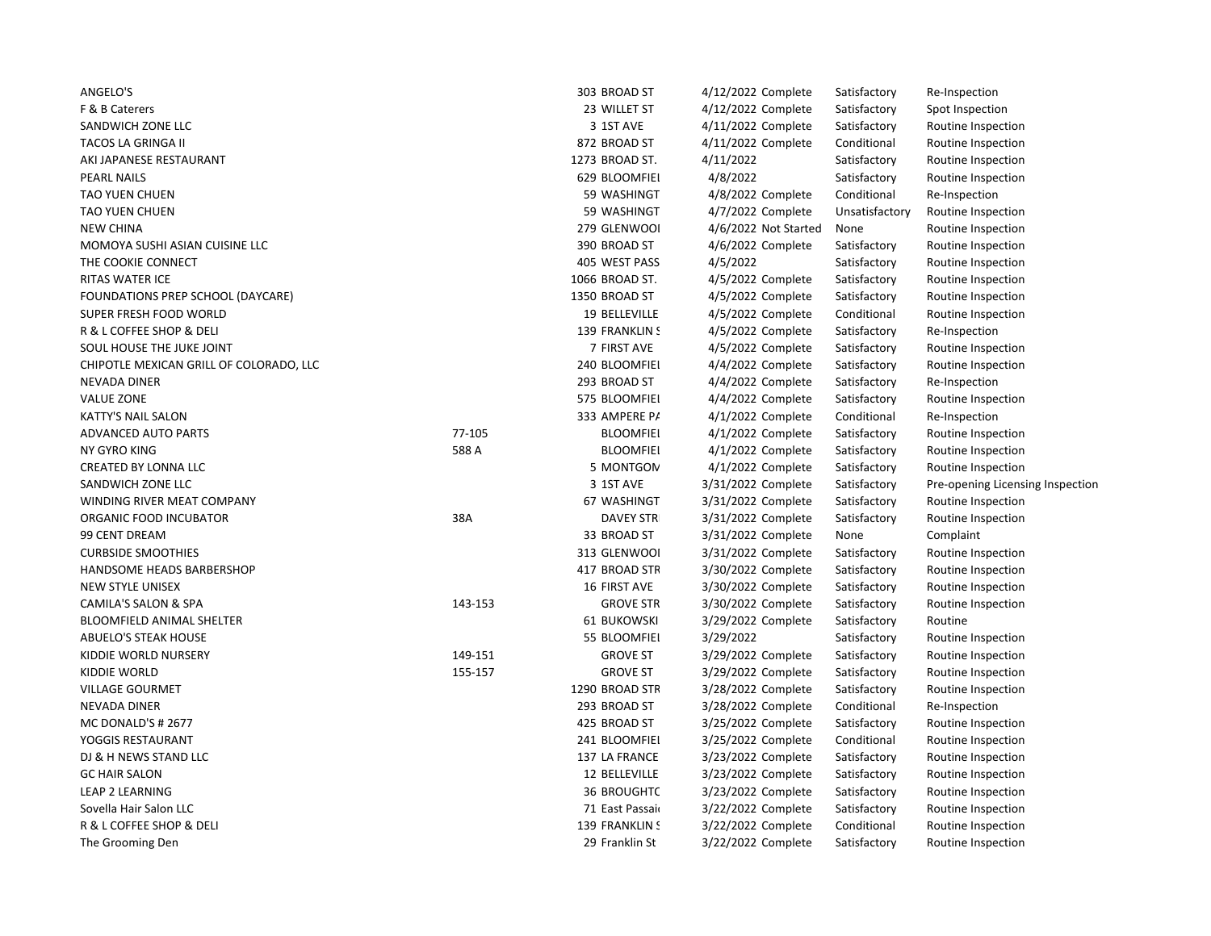| | | | | | | | |
|---|---|---|---|---|---|---|---|
| ANGELO'S | | 303 | BROAD ST | 4/12/2022 | Complete | Satisfactory | Re-Inspection |
| F & B Caterers | | 23 | WILLET ST | 4/12/2022 | Complete | Satisfactory | Spot Inspection |
| SANDWICH ZONE LLC | | 3 | 1ST AVE | 4/11/2022 | Complete | Satisfactory | Routine Inspection |
| TACOS LA GRINGA II | | 872 | BROAD ST | 4/11/2022 | Complete | Conditional | Routine Inspection |
| AKI JAPANESE RESTAURANT | | 1273 | BROAD ST. | 4/11/2022 | | Satisfactory | Routine Inspection |
| PEARL NAILS | | 629 | BLOOMFIEL | 4/8/2022 | | Satisfactory | Routine Inspection |
| TAO YUEN CHUEN | | 59 | WASHINGT | 4/8/2022 | Complete | Conditional | Re-Inspection |
| TAO YUEN CHUEN | | 59 | WASHINGT | 4/7/2022 | Complete | Unsatisfactory | Routine Inspection |
| NEW CHINA | | 279 | GLENWOOI | 4/6/2022 | Not Started | None | Routine Inspection |
| MOMOYA SUSHI ASIAN CUISINE LLC | | 390 | BROAD ST | 4/6/2022 | Complete | Satisfactory | Routine Inspection |
| THE COOKIE CONNECT | | 405 | WEST PASS | 4/5/2022 | | Satisfactory | Routine Inspection |
| RITAS WATER ICE | | 1066 | BROAD ST. | 4/5/2022 | Complete | Satisfactory | Routine Inspection |
| FOUNDATIONS PREP SCHOOL (DAYCARE) | | 1350 | BROAD ST | 4/5/2022 | Complete | Satisfactory | Routine Inspection |
| SUPER FRESH FOOD WORLD | | 19 | BELLEVILLE | 4/5/2022 | Complete | Conditional | Routine Inspection |
| R & L COFFEE SHOP & DELI | | 139 | FRANKLIN S | 4/5/2022 | Complete | Satisfactory | Re-Inspection |
| SOUL HOUSE THE JUKE JOINT | | 7 | FIRST AVE | 4/5/2022 | Complete | Satisfactory | Routine Inspection |
| CHIPOTLE MEXICAN GRILL OF COLORADO, LLC | | 240 | BLOOMFIEL | 4/4/2022 | Complete | Satisfactory | Routine Inspection |
| NEVADA DINER | | 293 | BROAD ST | 4/4/2022 | Complete | Satisfactory | Re-Inspection |
| VALUE ZONE | | 575 | BLOOMFIEL | 4/4/2022 | Complete | Satisfactory | Routine Inspection |
| KATTY'S NAIL SALON | | 333 | AMPERE PA | 4/1/2022 | Complete | Conditional | Re-Inspection |
| ADVANCED AUTO PARTS | 77-105 | | BLOOMFIEL | 4/1/2022 | Complete | Satisfactory | Routine Inspection |
| NY GYRO KING | 588 A | | BLOOMFIEL | 4/1/2022 | Complete | Satisfactory | Routine Inspection |
| CREATED BY LONNA LLC | | 5 | MONTGOM | 4/1/2022 | Complete | Satisfactory | Routine Inspection |
| SANDWICH ZONE LLC | | 3 | 1ST AVE | 3/31/2022 | Complete | Satisfactory | Pre-opening Licensing Inspection |
| WINDING RIVER MEAT COMPANY | | 67 | WASHINGT | 3/31/2022 | Complete | Satisfactory | Routine Inspection |
| ORGANIC FOOD INCUBATOR | 38A | | DAVEY STR | 3/31/2022 | Complete | Satisfactory | Routine Inspection |
| 99 CENT DREAM | | 33 | BROAD ST | 3/31/2022 | Complete | None | Complaint |
| CURBSIDE SMOOTHIES | | 313 | GLENWOOI | 3/31/2022 | Complete | Satisfactory | Routine Inspection |
| HANDSOME HEADS BARBERSHOP | | 417 | BROAD STR | 3/30/2022 | Complete | Satisfactory | Routine Inspection |
| NEW STYLE UNISEX | | 16 | FIRST AVE | 3/30/2022 | Complete | Satisfactory | Routine Inspection |
| CAMILA'S SALON & SPA | 143-153 | | GROVE STR | 3/30/2022 | Complete | Satisfactory | Routine Inspection |
| BLOOMFIELD ANIMAL SHELTER | | 61 | BUKOWSKI | 3/29/2022 | Complete | Satisfactory | Routine |
| ABUELO'S STEAK HOUSE | | 55 | BLOOMFIEL | 3/29/2022 | | Satisfactory | Routine Inspection |
| KIDDIE WORLD NURSERY | 149-151 | | GROVE ST | 3/29/2022 | Complete | Satisfactory | Routine Inspection |
| KIDDIE WORLD | 155-157 | | GROVE ST | 3/29/2022 | Complete | Satisfactory | Routine Inspection |
| VILLAGE GOURMET | | 1290 | BROAD STR | 3/28/2022 | Complete | Satisfactory | Routine Inspection |
| NEVADA DINER | | 293 | BROAD ST | 3/28/2022 | Complete | Conditional | Re-Inspection |
| MC DONALD'S # 2677 | | 425 | BROAD ST | 3/25/2022 | Complete | Satisfactory | Routine Inspection |
| YOGGIS RESTAURANT | | 241 | BLOOMFIEL | 3/25/2022 | Complete | Conditional | Routine Inspection |
| DJ & H NEWS STAND LLC | | 137 | LA FRANCE | 3/23/2022 | Complete | Satisfactory | Routine Inspection |
| GC HAIR SALON | | 12 | BELLEVILLE | 3/23/2022 | Complete | Satisfactory | Routine Inspection |
| LEAP 2 LEARNING | | 36 | BROUGHTC | 3/23/2022 | Complete | Satisfactory | Routine Inspection |
| Sovella Hair Salon LLC | | 71 | East Passai | 3/22/2022 | Complete | Satisfactory | Routine Inspection |
| R & L COFFEE SHOP & DELI | | 139 | FRANKLIN S | 3/22/2022 | Complete | Conditional | Routine Inspection |
| The Grooming Den | | 29 | Franklin St | 3/22/2022 | Complete | Satisfactory | Routine Inspection |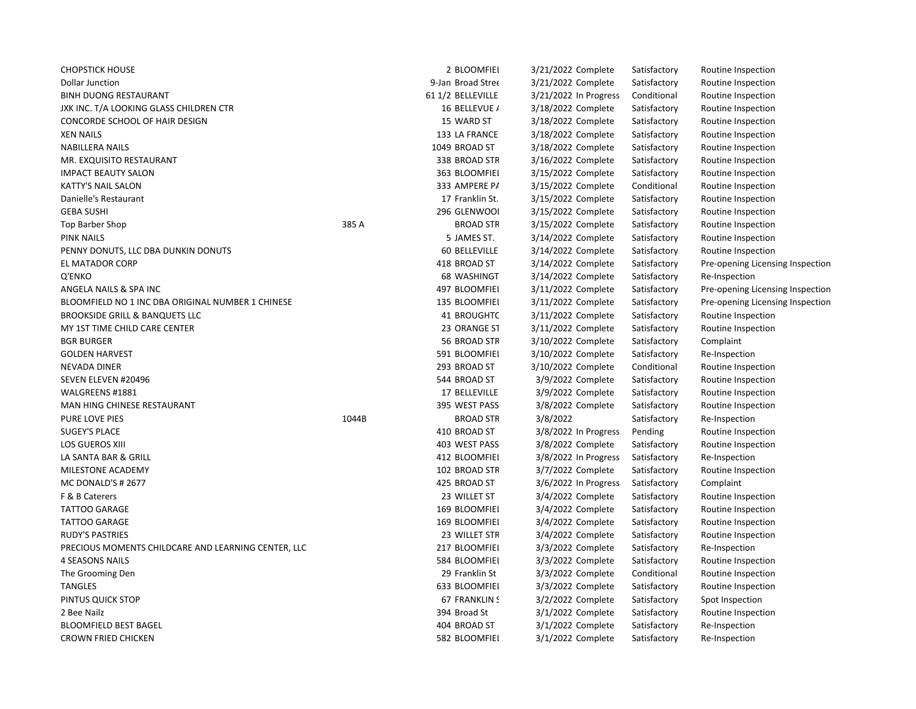| | | | | | | | |
|---|---|---|---|---|---|---|---|
| CHOPSTICK HOUSE | | 2 | BLOOMFIEL | 3/21/2022 | Complete | Satisfactory | Routine Inspection |
| Dollar Junction | | 9-Jan | Broad Stree | 3/21/2022 | Complete | Satisfactory | Routine Inspection |
| BINH DUONG RESTAURANT | | 61 1/2 | BELLEVILLE | 3/21/2022 | In Progress | Conditional | Routine Inspection |
| JXK INC. T/A LOOKING GLASS CHILDREN CTR | | 16 | BELLEVUE / | 3/18/2022 | Complete | Satisfactory | Routine Inspection |
| CONCORDE SCHOOL OF HAIR DESIGN | | 15 | WARD ST | 3/18/2022 | Complete | Satisfactory | Routine Inspection |
| XEN NAILS | | 133 | LA FRANCE | 3/18/2022 | Complete | Satisfactory | Routine Inspection |
| NABILLERA NAILS | | 1049 | BROAD ST | 3/18/2022 | Complete | Satisfactory | Routine Inspection |
| MR. EXQUISITO RESTAURANT | | 338 | BROAD STR | 3/16/2022 | Complete | Satisfactory | Routine Inspection |
| IMPACT BEAUTY SALON | | 363 | BLOOMFIEL | 3/15/2022 | Complete | Satisfactory | Routine Inspection |
| KATTY'S NAIL SALON | | 333 | AMPERE PA | 3/15/2022 | Complete | Conditional | Routine Inspection |
| Danielle's Restaurant | | 17 | Franklin St. | 3/15/2022 | Complete | Satisfactory | Routine Inspection |
| GEBA SUSHI | | 296 | GLENWOOI | 3/15/2022 | Complete | Satisfactory | Routine Inspection |
| Top Barber Shop | 385 A | | BROAD STR | 3/15/2022 | Complete | Satisfactory | Routine Inspection |
| PINK NAILS | | 5 | JAMES ST. | 3/14/2022 | Complete | Satisfactory | Routine Inspection |
| PENNY DONUTS, LLC DBA DUNKIN DONUTS | | 60 | BELLEVILLE | 3/14/2022 | Complete | Satisfactory | Routine Inspection |
| EL MATADOR CORP | | 418 | BROAD ST | 3/14/2022 | Complete | Satisfactory | Pre-opening Licensing Inspection |
| Q'ENKO | | 68 | WASHINGT | 3/14/2022 | Complete | Satisfactory | Re-Inspection |
| ANGELA NAILS & SPA INC | | 497 | BLOOMFIEL | 3/11/2022 | Complete | Satisfactory | Pre-opening Licensing Inspection |
| BLOOMFIELD NO 1 INC DBA ORIGINAL NUMBER 1 CHINESE | | 135 | BLOOMFIEL | 3/11/2022 | Complete | Satisfactory | Pre-opening Licensing Inspection |
| BROOKSIDE GRILL & BANQUETS LLC | | 41 | BROUGHTC | 3/11/2022 | Complete | Satisfactory | Routine Inspection |
| MY 1ST TIME CHILD CARE CENTER | | 23 | ORANGE ST | 3/11/2022 | Complete | Satisfactory | Routine Inspection |
| BGR BURGER | | 56 | BROAD STR | 3/10/2022 | Complete | Satisfactory | Complaint |
| GOLDEN HARVEST | | 591 | BLOOMFIEL | 3/10/2022 | Complete | Satisfactory | Re-Inspection |
| NEVADA DINER | | 293 | BROAD ST | 3/10/2022 | Complete | Conditional | Routine Inspection |
| SEVEN ELEVEN #20496 | | 544 | BROAD ST | 3/9/2022 | Complete | Satisfactory | Routine Inspection |
| WALGREENS #1881 | | 17 | BELLEVILLE | 3/9/2022 | Complete | Satisfactory | Routine Inspection |
| MAN HING CHINESE RESTAURANT | | 395 | WEST PASS | 3/8/2022 | Complete | Satisfactory | Routine Inspection |
| PURE LOVE PIES | 1044B | | BROAD STR | 3/8/2022 | | Satisfactory | Re-Inspection |
| SUGEY'S PLACE | | 410 | BROAD ST | 3/8/2022 | In Progress | Pending | Routine Inspection |
| LOS GUEROS XIII | | 403 | WEST PASS | 3/8/2022 | Complete | Satisfactory | Routine Inspection |
| LA SANTA BAR & GRILL | | 412 | BLOOMFIEL | 3/8/2022 | In Progress | Satisfactory | Re-Inspection |
| MILESTONE ACADEMY | | 102 | BROAD STR | 3/7/2022 | Complete | Satisfactory | Routine Inspection |
| MC DONALD'S # 2677 | | 425 | BROAD ST | 3/6/2022 | In Progress | Satisfactory | Complaint |
| F & B Caterers | | 23 | WILLET ST | 3/4/2022 | Complete | Satisfactory | Routine Inspection |
| TATTOO GARAGE | | 169 | BLOOMFIEL | 3/4/2022 | Complete | Satisfactory | Routine Inspection |
| TATTOO GARAGE | | 169 | BLOOMFIEL | 3/4/2022 | Complete | Satisfactory | Routine Inspection |
| RUDY'S PASTRIES | | 23 | WILLET STR | 3/4/2022 | Complete | Satisfactory | Routine Inspection |
| PRECIOUS MOMENTS CHILDCARE AND LEARNING CENTER, LLC | | 217 | BLOOMFIEL | 3/3/2022 | Complete | Satisfactory | Re-Inspection |
| 4 SEASONS NAILS | | 584 | BLOOMFIEL | 3/3/2022 | Complete | Satisfactory | Routine Inspection |
| The Grooming Den | | 29 | Franklin St | 3/3/2022 | Complete | Conditional | Routine Inspection |
| TANGLES | | 633 | BLOOMFIEL | 3/3/2022 | Complete | Satisfactory | Routine Inspection |
| PINTUS QUICK STOP | | 67 | FRANKLIN S | 3/2/2022 | Complete | Satisfactory | Spot Inspection |
| 2 Bee Nailz | | 394 | Broad St | 3/1/2022 | Complete | Satisfactory | Routine Inspection |
| BLOOMFIELD BEST BAGEL | | 404 | BROAD ST | 3/1/2022 | Complete | Satisfactory | Re-Inspection |
| CROWN FRIED CHICKEN | | 582 | BLOOMFIEL | 3/1/2022 | Complete | Satisfactory | Re-Inspection |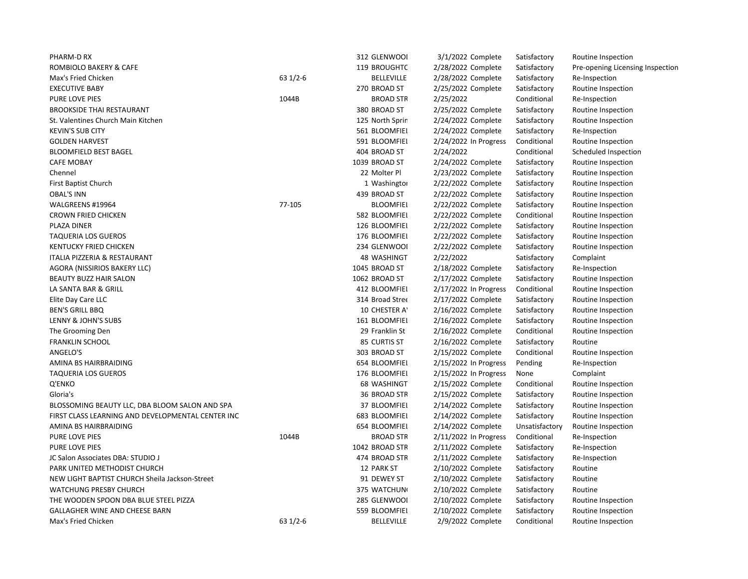| | | | | | | |
|---|---|---|---|---|---|---|
| PHARM-D RX | | 312 GLENWOOI | 3/1/2022 | Complete | Satisfactory | Routine Inspection |
| ROMBIOLO BAKERY & CAFE | | 119 BROUGHTC | 2/28/2022 | Complete | Satisfactory | Pre-opening Licensing Inspection |
| Max's Fried Chicken | 63 1/2-6 | BELLEVILLE | 2/28/2022 | Complete | Satisfactory | Re-Inspection |
| EXECUTIVE BABY | | 270 BROAD ST | 2/25/2022 | Complete | Satisfactory | Routine Inspection |
| PURE LOVE PIES | 1044B | BROAD STR | 2/25/2022 | | Conditional | Re-Inspection |
| BROOKSIDE THAI RESTAURANT | | 380 BROAD ST | 2/25/2022 | Complete | Satisfactory | Routine Inspection |
| St. Valentines Church Main Kitchen | | 125 North Sprin | 2/24/2022 | Complete | Satisfactory | Routine Inspection |
| KEVIN'S SUB CITY | | 561 BLOOMFIEI | 2/24/2022 | Complete | Satisfactory | Re-Inspection |
| GOLDEN HARVEST | | 591 BLOOMFIEI | 2/24/2022 | In Progress | Conditional | Routine Inspection |
| BLOOMFIELD BEST BAGEL | | 404 BROAD ST | 2/24/2022 | | Conditional | Scheduled Inspection |
| CAFE MOBAY | | 1039 BROAD ST | 2/24/2022 | Complete | Satisfactory | Routine Inspection |
| Chennel | | 22 Molter Pl | 2/23/2022 | Complete | Satisfactory | Routine Inspection |
| First Baptist Church | | 1 Washingtoı | 2/22/2022 | Complete | Satisfactory | Routine Inspection |
| OBAL'S INN | | 439 BROAD ST | 2/22/2022 | Complete | Satisfactory | Routine Inspection |
| WALGREENS #19964 | 77-105 | BLOOMFIEI | 2/22/2022 | Complete | Satisfactory | Routine Inspection |
| CROWN FRIED CHICKEN | | 582 BLOOMFIEI | 2/22/2022 | Complete | Conditional | Routine Inspection |
| PLAZA DINER | | 126 BLOOMFIEI | 2/22/2022 | Complete | Satisfactory | Routine Inspection |
| TAQUERIA LOS GUEROS | | 176 BLOOMFIEI | 2/22/2022 | Complete | Satisfactory | Routine Inspection |
| KENTUCKY FRIED CHICKEN | | 234 GLENWOOI | 2/22/2022 | Complete | Satisfactory | Routine Inspection |
| ITALIA PIZZERIA & RESTAURANT | | 48 WASHINGT | 2/22/2022 | | Satisfactory | Complaint |
| AGORA (NISSIRIOS BAKERY LLC) | | 1045 BROAD ST | 2/18/2022 | Complete | Satisfactory | Re-Inspection |
| BEAUTY BUZZ HAIR SALON | | 1062 BROAD ST | 2/17/2022 | Complete | Satisfactory | Routine Inspection |
| LA SANTA BAR & GRILL | | 412 BLOOMFIEI | 2/17/2022 | In Progress | Conditional | Routine Inspection |
| Elite Day Care LLC | | 314 Broad Stree | 2/17/2022 | Complete | Satisfactory | Routine Inspection |
| BEN'S GRILL BBQ | | 10 CHESTER A' | 2/16/2022 | Complete | Satisfactory | Routine Inspection |
| LENNY & JOHN'S SUBS | | 161 BLOOMFIEI | 2/16/2022 | Complete | Satisfactory | Routine Inspection |
| The Grooming Den | | 29 Franklin St | 2/16/2022 | Complete | Conditional | Routine Inspection |
| FRANKLIN SCHOOL | | 85 CURTIS ST | 2/16/2022 | Complete | Satisfactory | Routine |
| ANGELO'S | | 303 BROAD ST | 2/15/2022 | Complete | Conditional | Routine Inspection |
| AMINA BS HAIRBRAIDING | | 654 BLOOMFIEI | 2/15/2022 | In Progress | Pending | Re-Inspection |
| TAQUERIA LOS GUEROS | | 176 BLOOMFIEI | 2/15/2022 | In Progress | None | Complaint |
| Q'ENKO | | 68 WASHINGT | 2/15/2022 | Complete | Conditional | Routine Inspection |
| Gloria's | | 36 BROAD STR | 2/15/2022 | Complete | Satisfactory | Routine Inspection |
| BLOSSOMING BEAUTY LLC, DBA BLOOM SALON AND SPA | | 37 BLOOMFIEI | 2/14/2022 | Complete | Satisfactory | Routine Inspection |
| FIRST CLASS LEARNING AND DEVELOPMENTAL CENTER INC | | 683 BLOOMFIEI | 2/14/2022 | Complete | Satisfactory | Routine Inspection |
| AMINA BS HAIRBRAIDING | | 654 BLOOMFIEI | 2/14/2022 | Complete | Unsatisfactory | Routine Inspection |
| PURE LOVE PIES | 1044B | BROAD STR | 2/11/2022 | In Progress | Conditional | Re-Inspection |
| PURE LOVE PIES | | 1042 BROAD STR | 2/11/2022 | Complete | Satisfactory | Re-Inspection |
| JC Salon Associates DBA: STUDIO J | | 474 BROAD STR | 2/11/2022 | Complete | Satisfactory | Re-Inspection |
| PARK UNITED METHODIST CHURCH | | 12 PARK ST | 2/10/2022 | Complete | Satisfactory | Routine |
| NEW LIGHT BAPTIST CHURCH Sheila Jackson-Street | | 91 DEWEY ST | 2/10/2022 | Complete | Satisfactory | Routine |
| WATCHUNG PRESBY CHURCH | | 375 WATCHUN( | 2/10/2022 | Complete | Satisfactory | Routine |
| THE WOODEN SPOON DBA BLUE STEEL PIZZA | | 285 GLENWOOI | 2/10/2022 | Complete | Satisfactory | Routine Inspection |
| GALLAGHER WINE AND CHEESE BARN | | 559 BLOOMFIEI | 2/10/2022 | Complete | Satisfactory | Routine Inspection |
| Max's Fried Chicken | 63 1/2-6 | BELLEVILLE | 2/9/2022 | Complete | Conditional | Routine Inspection |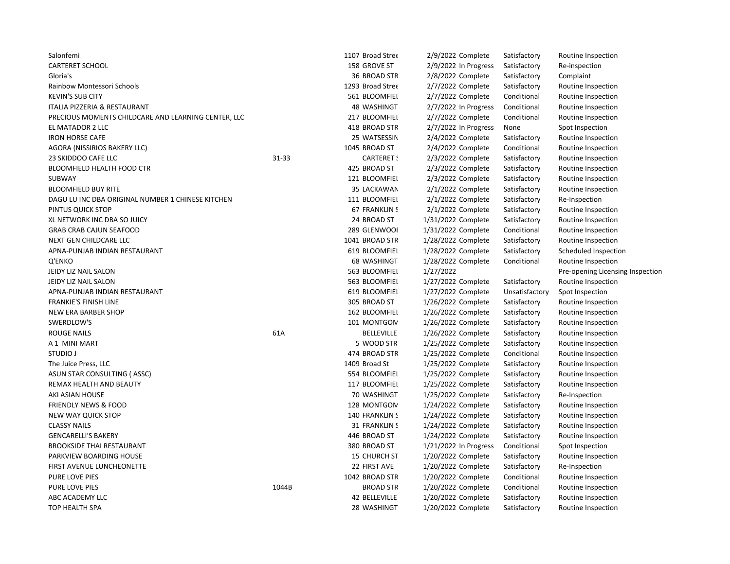| | | | | | | |
|---|---|---|---|---|---|---|
| Salonfemi | | 1107 Broad Stree | 2/9/2022 | Complete | Satisfactory | Routine Inspection |
| CARTERET SCHOOL | | 158 GROVE ST | 2/9/2022 | In Progress | Satisfactory | Re-inspection |
| Gloria's | | 36 BROAD STR | 2/8/2022 | Complete | Satisfactory | Complaint |
| Rainbow Montessori Schools | | 1293 Broad Stree | 2/7/2022 | Complete | Satisfactory | Routine Inspection |
| KEVIN'S SUB CITY | | 561 BLOOMFIEL | 2/7/2022 | Complete | Conditional | Routine Inspection |
| ITALIA PIZZERIA & RESTAURANT | | 48 WASHINGT | 2/7/2022 | In Progress | Conditional | Routine Inspection |
| PRECIOUS MOMENTS CHILDCARE AND LEARNING CENTER, LLC | | 217 BLOOMFIEL | 2/7/2022 | Complete | Conditional | Routine Inspection |
| EL MATADOR 2 LLC | | 418 BROAD STR | 2/7/2022 | In Progress | None | Spot Inspection |
| IRON HORSE CAFE | | 25 WATSESSIN | 2/4/2022 | Complete | Satisfactory | Routine Inspection |
| AGORA (NISSIRIOS BAKERY LLC) | | 1045 BROAD ST | 2/4/2022 | Complete | Conditional | Routine Inspection |
| 23 SKIDDOO CAFE LLC | 31-33 | CARTERET S | 2/3/2022 | Complete | Satisfactory | Routine Inspection |
| BLOOMFIELD HEALTH FOOD CTR | | 425 BROAD ST | 2/3/2022 | Complete | Satisfactory | Routine Inspection |
| SUBWAY | | 121 BLOOMFIEL | 2/3/2022 | Complete | Satisfactory | Routine Inspection |
| BLOOMFIELD BUY RITE | | 35 LACKAWAN | 2/1/2022 | Complete | Satisfactory | Routine Inspection |
| DAGU LU INC DBA ORIGINAL NUMBER 1 CHINESE KITCHEN | | 111 BLOOMFIEL | 2/1/2022 | Complete | Satisfactory | Re-Inspection |
| PINTUS QUICK STOP | | 67 FRANKLIN S | 2/1/2022 | Complete | Satisfactory | Routine Inspection |
| XL NETWORK INC DBA SO JUICY | | 24 BROAD ST | 1/31/2022 | Complete | Satisfactory | Routine Inspection |
| GRAB CRAB CAJUN SEAFOOD | | 289 GLENWOOI | 1/31/2022 | Complete | Conditional | Routine Inspection |
| NEXT GEN CHILDCARE LLC | | 1041 BROAD STR | 1/28/2022 | Complete | Satisfactory | Routine Inspection |
| APNA-PUNJAB INDIAN RESTAURANT | | 619 BLOOMFIEL | 1/28/2022 | Complete | Satisfactory | Scheduled Inspection |
| Q'ENKO | | 68 WASHINGT | 1/28/2022 | Complete | Conditional | Routine Inspection |
| JEIDY LIZ NAIL SALON | | 563 BLOOMFIEL | 1/27/2022 | | | Pre-opening Licensing Inspection |
| JEIDY LIZ NAIL SALON | | 563 BLOOMFIEL | 1/27/2022 | Complete | Satisfactory | Routine Inspection |
| APNA-PUNJAB INDIAN RESTAURANT | | 619 BLOOMFIEL | 1/27/2022 | Complete | Unsatisfactory | Spot Inspection |
| FRANKIE'S FINISH LINE | | 305 BROAD ST | 1/26/2022 | Complete | Satisfactory | Routine Inspection |
| NEW ERA BARBER SHOP | | 162 BLOOMFIEL | 1/26/2022 | Complete | Satisfactory | Routine Inspection |
| SWERDLOW'S | | 101 MONTGON | 1/26/2022 | Complete | Satisfactory | Routine Inspection |
| ROUGE NAILS | 61A | BELLEVILLE | 1/26/2022 | Complete | Satisfactory | Routine Inspection |
| A 1 MINI MART | | 5 WOOD STR | 1/25/2022 | Complete | Satisfactory | Routine Inspection |
| STUDIO J | | 474 BROAD STR | 1/25/2022 | Complete | Conditional | Routine Inspection |
| The Juice Press, LLC | | 1409 Broad St | 1/25/2022 | Complete | Satisfactory | Routine Inspection |
| ASUN STAR CONSULTING ( ASSC) | | 554 BLOOMFIEL | 1/25/2022 | Complete | Satisfactory | Routine Inspection |
| REMAX HEALTH AND BEAUTY | | 117 BLOOMFIEL | 1/25/2022 | Complete | Satisfactory | Routine Inspection |
| AKI ASIAN HOUSE | | 70 WASHINGT | 1/25/2022 | Complete | Satisfactory | Re-Inspection |
| FRIENDLY NEWS & FOOD | | 128 MONTGON | 1/24/2022 | Complete | Satisfactory | Routine Inspection |
| NEW WAY QUICK STOP | | 140 FRANKLIN S | 1/24/2022 | Complete | Satisfactory | Routine Inspection |
| CLASSY NAILS | | 31 FRANKLIN S | 1/24/2022 | Complete | Satisfactory | Routine Inspection |
| GENCARELLI'S BAKERY | | 446 BROAD ST | 1/24/2022 | Complete | Satisfactory | Routine Inspection |
| BROOKSIDE THAI RESTAURANT | | 380 BROAD ST | 1/21/2022 | In Progress | Conditional | Spot Inspection |
| PARKVIEW BOARDING HOUSE | | 15 CHURCH ST | 1/20/2022 | Complete | Satisfactory | Routine Inspection |
| FIRST AVENUE LUNCHEONETTE | | 22 FIRST AVE | 1/20/2022 | Complete | Satisfactory | Re-Inspection |
| PURE LOVE PIES | | 1042 BROAD STR | 1/20/2022 | Complete | Conditional | Routine Inspection |
| PURE LOVE PIES | 1044B | BROAD STR | 1/20/2022 | Complete | Conditional | Routine Inspection |
| ABC ACADEMY LLC | | 42 BELLEVILLE | 1/20/2022 | Complete | Satisfactory | Routine Inspection |
| TOP HEALTH SPA | | 28 WASHINGT | 1/20/2022 | Complete | Satisfactory | Routine Inspection |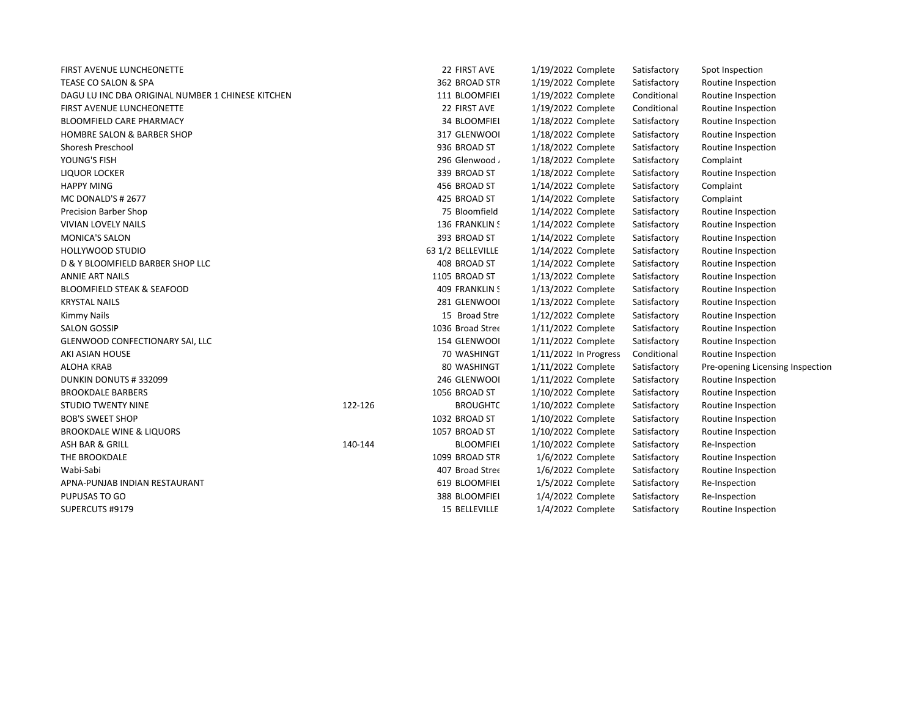| | | | | | | |
|---|---|---|---|---|---|---|
| FIRST AVENUE LUNCHEONETTE | | 22 FIRST AVE | 1/19/2022 | Complete | Satisfactory | Spot Inspection |
| TEASE CO SALON & SPA | | 362 BROAD STR | 1/19/2022 | Complete | Satisfactory | Routine Inspection |
| DAGU LU INC DBA ORIGINAL NUMBER 1 CHINESE KITCHEN | | 111 BLOOMFIEL | 1/19/2022 | Complete | Conditional | Routine Inspection |
| FIRST AVENUE LUNCHEONETTE | | 22 FIRST AVE | 1/19/2022 | Complete | Conditional | Routine Inspection |
| BLOOMFIELD CARE PHARMACY | | 34 BLOOMFIEL | 1/18/2022 | Complete | Satisfactory | Routine Inspection |
| HOMBRE SALON & BARBER SHOP | | 317 GLENWOOI | 1/18/2022 | Complete | Satisfactory | Routine Inspection |
| Shoresh Preschool | | 936 BROAD ST | 1/18/2022 | Complete | Satisfactory | Routine Inspection |
| YOUNG'S FISH | | 296 Glenwood / | 1/18/2022 | Complete | Satisfactory | Complaint |
| LIQUOR LOCKER | | 339 BROAD ST | 1/18/2022 | Complete | Satisfactory | Routine Inspection |
| HAPPY MING | | 456 BROAD ST | 1/14/2022 | Complete | Satisfactory | Complaint |
| MC DONALD'S # 2677 | | 425 BROAD ST | 1/14/2022 | Complete | Satisfactory | Complaint |
| Precision Barber Shop | | 75 Bloomfield | 1/14/2022 | Complete | Satisfactory | Routine Inspection |
| VIVIAN LOVELY NAILS | | 136 FRANKLIN S | 1/14/2022 | Complete | Satisfactory | Routine Inspection |
| MONICA'S SALON | | 393 BROAD ST | 1/14/2022 | Complete | Satisfactory | Routine Inspection |
| HOLLYWOOD STUDIO | | 63 1/2 BELLEVILLE | 1/14/2022 | Complete | Satisfactory | Routine Inspection |
| D & Y BLOOMFIELD BARBER SHOP LLC | | 408 BROAD ST | 1/14/2022 | Complete | Satisfactory | Routine Inspection |
| ANNIE ART NAILS | | 1105 BROAD ST | 1/13/2022 | Complete | Satisfactory | Routine Inspection |
| BLOOMFIELD STEAK & SEAFOOD | | 409 FRANKLIN S | 1/13/2022 | Complete | Satisfactory | Routine Inspection |
| KRYSTAL NAILS | | 281 GLENWOOI | 1/13/2022 | Complete | Satisfactory | Routine Inspection |
| Kimmy Nails | | 15 Broad Stre | 1/12/2022 | Complete | Satisfactory | Routine Inspection |
| SALON GOSSIP | | 1036 Broad Stree | 1/11/2022 | Complete | Satisfactory | Routine Inspection |
| GLENWOOD CONFECTIONARY SAI, LLC | | 154 GLENWOOI | 1/11/2022 | Complete | Satisfactory | Routine Inspection |
| AKI ASIAN HOUSE | | 70 WASHINGT | 1/11/2022 | In Progress | Conditional | Routine Inspection |
| ALOHA KRAB | | 80 WASHINGT | 1/11/2022 | Complete | Satisfactory | Pre-opening Licensing Inspection |
| DUNKIN DONUTS # 332099 | | 246 GLENWOOI | 1/11/2022 | Complete | Satisfactory | Routine Inspection |
| BROOKDALE BARBERS | | 1056 BROAD ST | 1/10/2022 | Complete | Satisfactory | Routine Inspection |
| STUDIO TWENTY NINE | 122-126 | BROUGHTC | 1/10/2022 | Complete | Satisfactory | Routine Inspection |
| BOB'S SWEET SHOP | | 1032 BROAD ST | 1/10/2022 | Complete | Satisfactory | Routine Inspection |
| BROOKDALE WINE & LIQUORS | | 1057 BROAD ST | 1/10/2022 | Complete | Satisfactory | Routine Inspection |
| ASH BAR & GRILL | 140-144 | BLOOMFIEL | 1/10/2022 | Complete | Satisfactory | Re-Inspection |
| THE BROOKDALE | | 1099 BROAD STR | 1/6/2022 | Complete | Satisfactory | Routine Inspection |
| Wabi-Sabi | | 407 Broad Stree | 1/6/2022 | Complete | Satisfactory | Routine Inspection |
| APNA-PUNJAB INDIAN RESTAURANT | | 619 BLOOMFIEL | 1/5/2022 | Complete | Satisfactory | Re-Inspection |
| PUPUSAS TO GO | | 388 BLOOMFIEL | 1/4/2022 | Complete | Satisfactory | Re-Inspection |
| SUPERCUTS #9179 | | 15 BELLEVILLE | 1/4/2022 | Complete | Satisfactory | Routine Inspection |